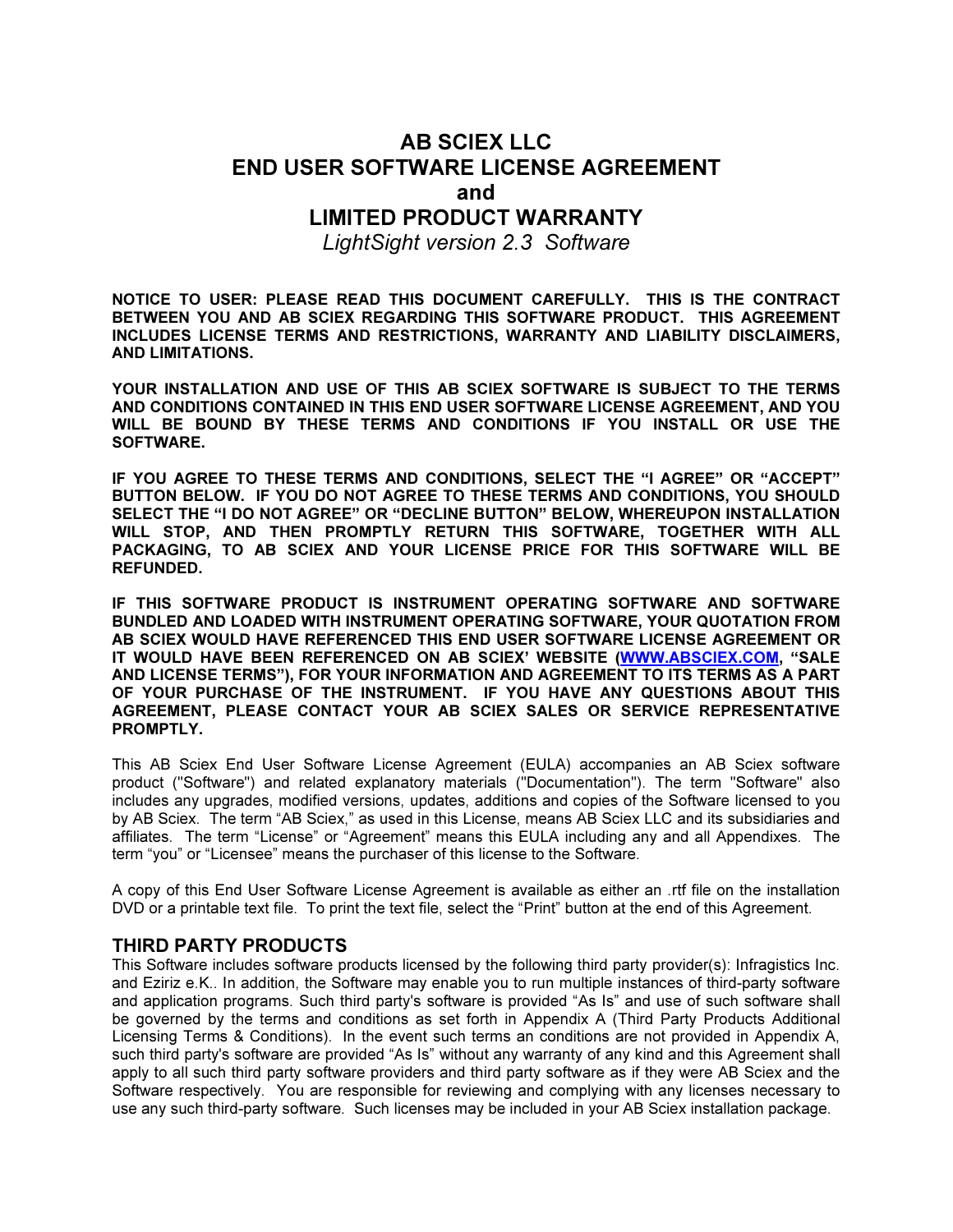# AB SCIEX LLC
# END USER SOFTWARE LICENSE AGREEMENT
# and
# LIMITED PRODUCT WARRANTY

*LightSight version 2.3 Software*

**NOTICE TO USER: PLEASE READ THIS DOCUMENT CAREFULLY. THIS IS THE CONTRACT BETWEEN YOU AND AB SCIEX REGARDING THIS SOFTWARE PRODUCT. THIS AGREEMENT INCLUDES LICENSE TERMS AND RESTRICTIONS, WARRANTY AND LIABILITY DISCLAIMERS, AND LIMITATIONS.**

**YOUR INSTALLATION AND USE OF THIS AB SCIEX SOFTWARE IS SUBJECT TO THE TERMS AND CONDITIONS CONTAINED IN THIS END USER SOFTWARE LICENSE AGREEMENT, AND YOU WILL BE BOUND BY THESE TERMS AND CONDITIONS IF YOU INSTALL OR USE THE SOFTWARE.**

**IF YOU AGREE TO THESE TERMS AND CONDITIONS, SELECT THE "I AGREE" OR "ACCEPT" BUTTON BELOW. IF YOU DO NOT AGREE TO THESE TERMS AND CONDITIONS, YOU SHOULD SELECT THE "I DO NOT AGREE" OR "DECLINE BUTTON" BELOW, WHEREUPON INSTALLATION WILL STOP, AND THEN PROMPTLY RETURN THIS SOFTWARE, TOGETHER WITH ALL PACKAGING, TO AB SCIEX AND YOUR LICENSE PRICE FOR THIS SOFTWARE WILL BE REFUNDED.**

**IF THIS SOFTWARE PRODUCT IS INSTRUMENT OPERATING SOFTWARE AND SOFTWARE BUNDLED AND LOADED WITH INSTRUMENT OPERATING SOFTWARE, YOUR QUOTATION FROM AB SCIEX WOULD HAVE REFERENCED THIS END USER SOFTWARE LICENSE AGREEMENT OR IT WOULD HAVE BEEN REFERENCED ON AB SCIEX' WEBSITE (WWW.ABSCIEX.COM, "SALE AND LICENSE TERMS"), FOR YOUR INFORMATION AND AGREEMENT TO ITS TERMS AS A PART OF YOUR PURCHASE OF THE INSTRUMENT. IF YOU HAVE ANY QUESTIONS ABOUT THIS AGREEMENT, PLEASE CONTACT YOUR AB SCIEX SALES OR SERVICE REPRESENTATIVE PROMPTLY.**

This AB Sciex End User Software License Agreement (EULA) accompanies an AB Sciex software product ("Software") and related explanatory materials ("Documentation"). The term "Software" also includes any upgrades, modified versions, updates, additions and copies of the Software licensed to you by AB Sciex. The term "AB Sciex," as used in this License, means AB Sciex LLC and its subsidiaries and affiliates. The term "License" or "Agreement" means this EULA including any and all Appendixes. The term "you" or "Licensee" means the purchaser of this license to the Software.

A copy of this End User Software License Agreement is available as either an .rtf file on the installation DVD or a printable text file. To print the text file, select the "Print" button at the end of this Agreement.

## THIRD PARTY PRODUCTS

This Software includes software products licensed by the following third party provider(s): Infragistics Inc. and Eziriz e.K.. In addition, the Software may enable you to run multiple instances of third-party software and application programs. Such third party's software is provided "As Is" and use of such software shall be governed by the terms and conditions as set forth in Appendix A (Third Party Products Additional Licensing Terms & Conditions). In the event such terms an conditions are not provided in Appendix A, such third party's software are provided "As Is" without any warranty of any kind and this Agreement shall apply to all such third party software providers and third party software as if they were AB Sciex and the Software respectively. You are responsible for reviewing and complying with any licenses necessary to use any such third-party software. Such licenses may be included in your AB Sciex installation package.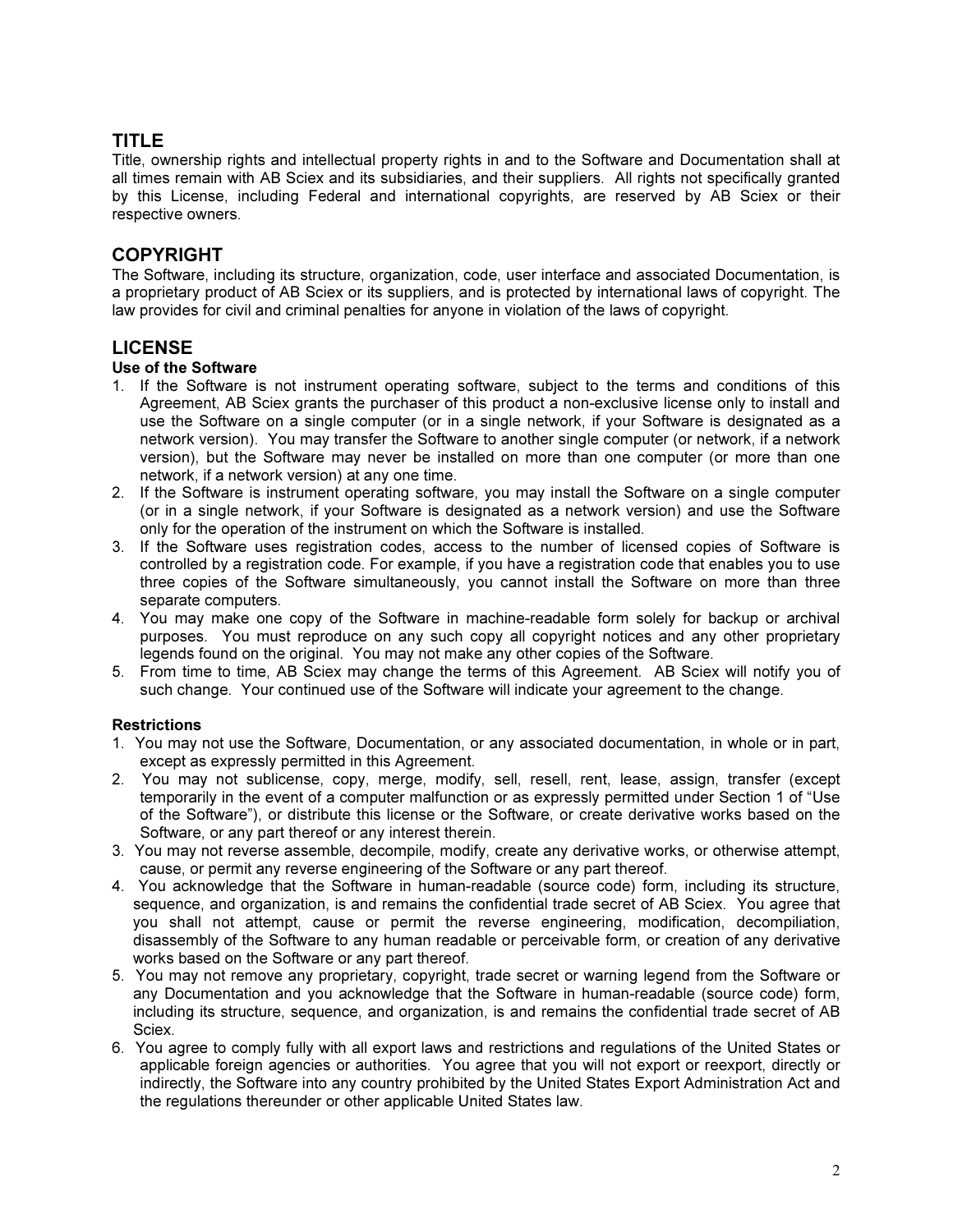## TITLE

Title, ownership rights and intellectual property rights in and to the Software and Documentation shall at all times remain with AB Sciex and its subsidiaries, and their suppliers. All rights not specifically granted by this License, including Federal and international copyrights, are reserved by AB Sciex or their respective owners.

## COPYRIGHT

The Software, including its structure, organization, code, user interface and associated Documentation, is a proprietary product of AB Sciex or its suppliers, and is protected by international laws of copyright. The law provides for civil and criminal penalties for anyone in violation of the laws of copyright.

## LICENSE

**Use of the Software**

1. If the Software is not instrument operating software, subject to the terms and conditions of this Agreement, AB Sciex grants the purchaser of this product a non-exclusive license only to install and use the Software on a single computer (or in a single network, if your Software is designated as a network version). You may transfer the Software to another single computer (or network, if a network version), but the Software may never be installed on more than one computer (or more than one network, if a network version) at any one time.
2. If the Software is instrument operating software, you may install the Software on a single computer (or in a single network, if your Software is designated as a network version) and use the Software only for the operation of the instrument on which the Software is installed.
3. If the Software uses registration codes, access to the number of licensed copies of Software is controlled by a registration code. For example, if you have a registration code that enables you to use three copies of the Software simultaneously, you cannot install the Software on more than three separate computers.
4. You may make one copy of the Software in machine-readable form solely for backup or archival purposes. You must reproduce on any such copy all copyright notices and any other proprietary legends found on the original. You may not make any other copies of the Software.
5. From time to time, AB Sciex may change the terms of this Agreement. AB Sciex will notify you of such change. Your continued use of the Software will indicate your agreement to the change.

**Restrictions**

1. You may not use the Software, Documentation, or any associated documentation, in whole or in part, except as expressly permitted in this Agreement.
2. You may not sublicense, copy, merge, modify, sell, resell, rent, lease, assign, transfer (except temporarily in the event of a computer malfunction or as expressly permitted under Section 1 of "Use of the Software"), or distribute this license or the Software, or create derivative works based on the Software, or any part thereof or any interest therein.
3. You may not reverse assemble, decompile, modify, create any derivative works, or otherwise attempt, cause, or permit any reverse engineering of the Software or any part thereof.
4. You acknowledge that the Software in human-readable (source code) form, including its structure, sequence, and organization, is and remains the confidential trade secret of AB Sciex. You agree that you shall not attempt, cause or permit the reverse engineering, modification, decompiliation, disassembly of the Software to any human readable or perceivable form, or creation of any derivative works based on the Software or any part thereof.
5. You may not remove any proprietary, copyright, trade secret or warning legend from the Software or any Documentation and you acknowledge that the Software in human-readable (source code) form, including its structure, sequence, and organization, is and remains the confidential trade secret of AB Sciex.
6. You agree to comply fully with all export laws and restrictions and regulations of the United States or applicable foreign agencies or authorities. You agree that you will not export or reexport, directly or indirectly, the Software into any country prohibited by the United States Export Administration Act and the regulations thereunder or other applicable United States law.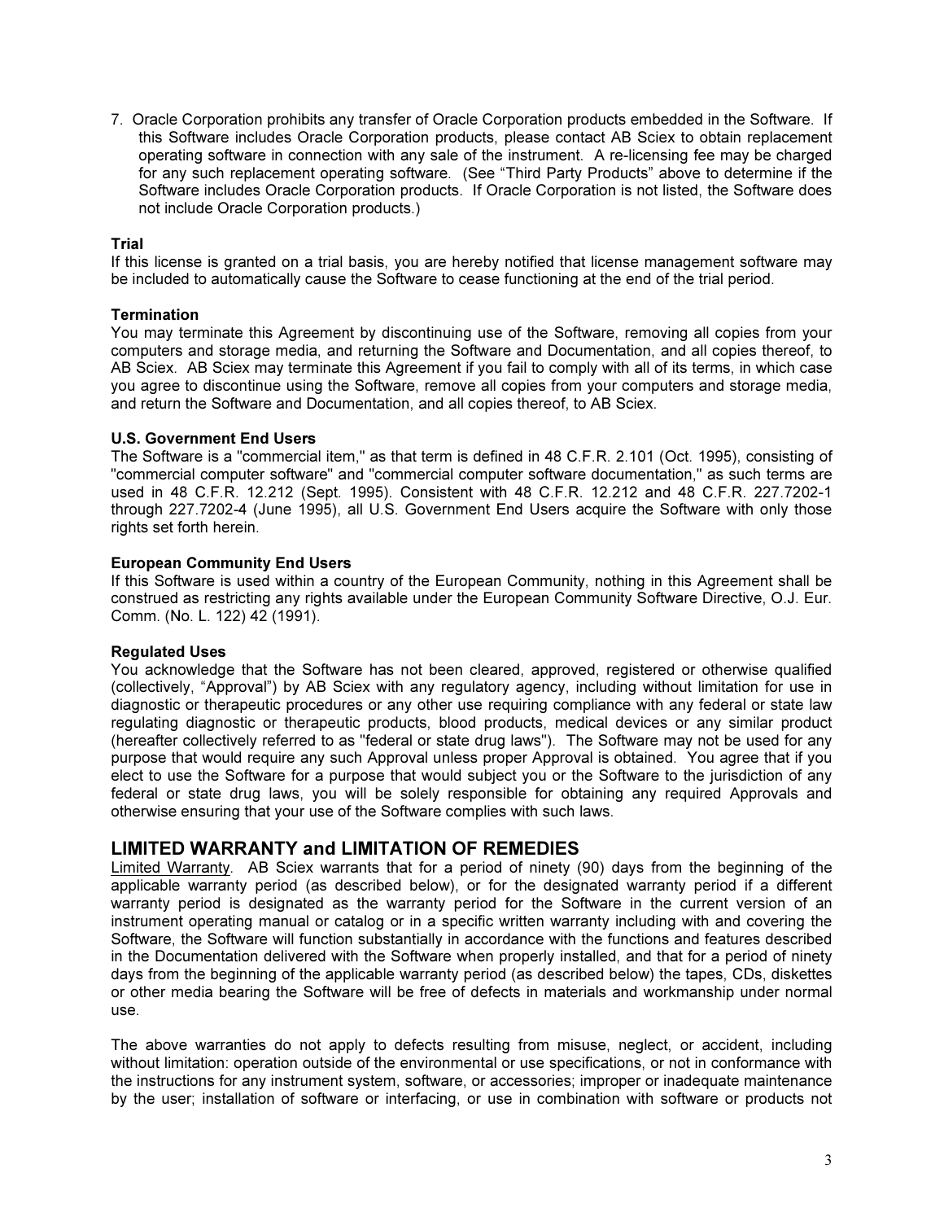7. Oracle Corporation prohibits any transfer of Oracle Corporation products embedded in the Software. If this Software includes Oracle Corporation products, please contact AB Sciex to obtain replacement operating software in connection with any sale of the instrument. A re-licensing fee may be charged for any such replacement operating software. (See "Third Party Products" above to determine if the Software includes Oracle Corporation products. If Oracle Corporation is not listed, the Software does not include Oracle Corporation products.)

**Trial**
If this license is granted on a trial basis, you are hereby notified that license management software may be included to automatically cause the Software to cease functioning at the end of the trial period.

**Termination**
You may terminate this Agreement by discontinuing use of the Software, removing all copies from your computers and storage media, and returning the Software and Documentation, and all copies thereof, to AB Sciex. AB Sciex may terminate this Agreement if you fail to comply with all of its terms, in which case you agree to discontinue using the Software, remove all copies from your computers and storage media, and return the Software and Documentation, and all copies thereof, to AB Sciex.

**U.S. Government End Users**
The Software is a "commercial item," as that term is defined in 48 C.F.R. 2.101 (Oct. 1995), consisting of "commercial computer software" and "commercial computer software documentation," as such terms are used in 48 C.F.R. 12.212 (Sept. 1995). Consistent with 48 C.F.R. 12.212 and 48 C.F.R. 227.7202-1 through 227.7202-4 (June 1995), all U.S. Government End Users acquire the Software with only those rights set forth herein.

**European Community End Users**
If this Software is used within a country of the European Community, nothing in this Agreement shall be construed as restricting any rights available under the European Community Software Directive, O.J. Eur. Comm. (No. L. 122) 42 (1991).

**Regulated Uses**
You acknowledge that the Software has not been cleared, approved, registered or otherwise qualified (collectively, "Approval") by AB Sciex with any regulatory agency, including without limitation for use in diagnostic or therapeutic procedures or any other use requiring compliance with any federal or state law regulating diagnostic or therapeutic products, blood products, medical devices or any similar product (hereafter collectively referred to as "federal or state drug laws"). The Software may not be used for any purpose that would require any such Approval unless proper Approval is obtained. You agree that if you elect to use the Software for a purpose that would subject you or the Software to the jurisdiction of any federal or state drug laws, you will be solely responsible for obtaining any required Approvals and otherwise ensuring that your use of the Software complies with such laws.

## LIMITED WARRANTY and LIMITATION OF REMEDIES

Limited Warranty. AB Sciex warrants that for a period of ninety (90) days from the beginning of the applicable warranty period (as described below), or for the designated warranty period if a different warranty period is designated as the warranty period for the Software in the current version of an instrument operating manual or catalog or in a specific written warranty including with and covering the Software, the Software will function substantially in accordance with the functions and features described in the Documentation delivered with the Software when properly installed, and that for a period of ninety days from the beginning of the applicable warranty period (as described below) the tapes, CDs, diskettes or other media bearing the Software will be free of defects in materials and workmanship under normal use.

The above warranties do not apply to defects resulting from misuse, neglect, or accident, including without limitation: operation outside of the environmental or use specifications, or not in conformance with the instructions for any instrument system, software, or accessories; improper or inadequate maintenance by the user; installation of software or interfacing, or use in combination with software or products not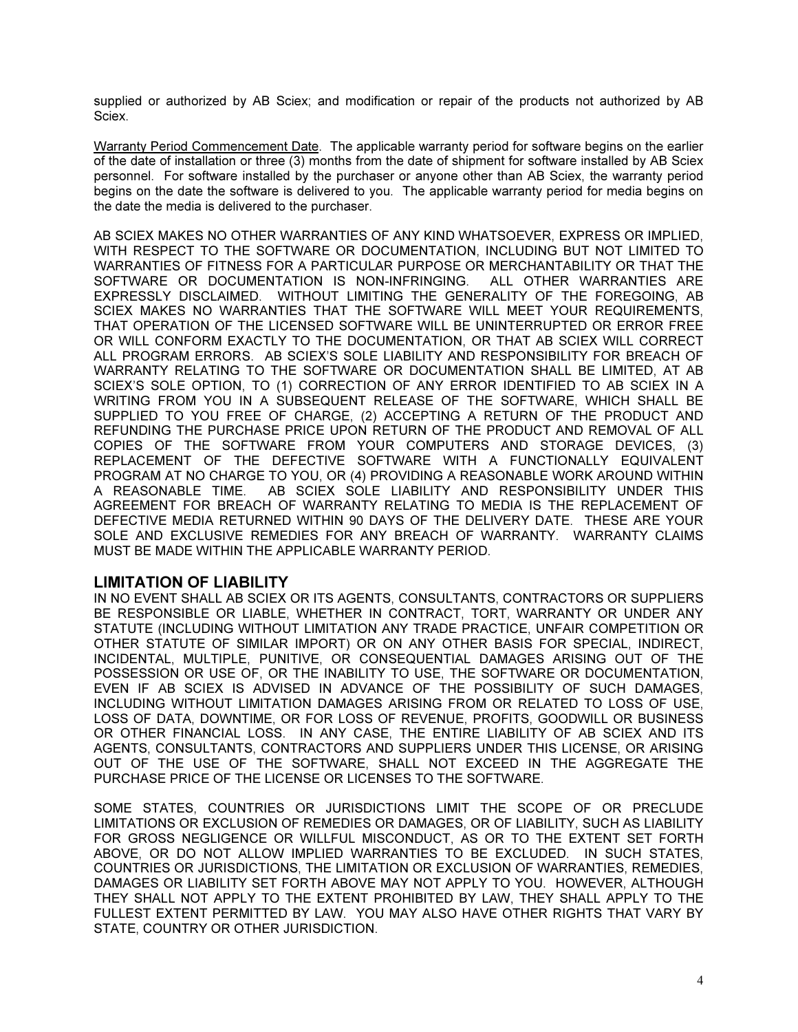supplied or authorized by AB Sciex; and modification or repair of the products not authorized by AB Sciex.

Warranty Period Commencement Date. The applicable warranty period for software begins on the earlier of the date of installation or three (3) months from the date of shipment for software installed by AB Sciex personnel. For software installed by the purchaser or anyone other than AB Sciex, the warranty period begins on the date the software is delivered to you. The applicable warranty period for media begins on the date the media is delivered to the purchaser.

AB SCIEX MAKES NO OTHER WARRANTIES OF ANY KIND WHATSOEVER, EXPRESS OR IMPLIED, WITH RESPECT TO THE SOFTWARE OR DOCUMENTATION, INCLUDING BUT NOT LIMITED TO WARRANTIES OF FITNESS FOR A PARTICULAR PURPOSE OR MERCHANTABILITY OR THAT THE SOFTWARE OR DOCUMENTATION IS NON-INFRINGING. ALL OTHER WARRANTIES ARE EXPRESSLY DISCLAIMED. WITHOUT LIMITING THE GENERALITY OF THE FOREGOING, AB SCIEX MAKES NO WARRANTIES THAT THE SOFTWARE WILL MEET YOUR REQUIREMENTS, THAT OPERATION OF THE LICENSED SOFTWARE WILL BE UNINTERRUPTED OR ERROR FREE OR WILL CONFORM EXACTLY TO THE DOCUMENTATION, OR THAT AB SCIEX WILL CORRECT ALL PROGRAM ERRORS. AB SCIEX'S SOLE LIABILITY AND RESPONSIBILITY FOR BREACH OF WARRANTY RELATING TO THE SOFTWARE OR DOCUMENTATION SHALL BE LIMITED, AT AB SCIEX'S SOLE OPTION, TO (1) CORRECTION OF ANY ERROR IDENTIFIED TO AB SCIEX IN A WRITING FROM YOU IN A SUBSEQUENT RELEASE OF THE SOFTWARE, WHICH SHALL BE SUPPLIED TO YOU FREE OF CHARGE, (2) ACCEPTING A RETURN OF THE PRODUCT AND REFUNDING THE PURCHASE PRICE UPON RETURN OF THE PRODUCT AND REMOVAL OF ALL COPIES OF THE SOFTWARE FROM YOUR COMPUTERS AND STORAGE DEVICES, (3) REPLACEMENT OF THE DEFECTIVE SOFTWARE WITH A FUNCTIONALLY EQUIVALENT PROGRAM AT NO CHARGE TO YOU, OR (4) PROVIDING A REASONABLE WORK AROUND WITHIN A REASONABLE TIME. AB SCIEX SOLE LIABILITY AND RESPONSIBILITY UNDER THIS AGREEMENT FOR BREACH OF WARRANTY RELATING TO MEDIA IS THE REPLACEMENT OF DEFECTIVE MEDIA RETURNED WITHIN 90 DAYS OF THE DELIVERY DATE. THESE ARE YOUR SOLE AND EXCLUSIVE REMEDIES FOR ANY BREACH OF WARRANTY. WARRANTY CLAIMS MUST BE MADE WITHIN THE APPLICABLE WARRANTY PERIOD.

## LIMITATION OF LIABILITY

IN NO EVENT SHALL AB SCIEX OR ITS AGENTS, CONSULTANTS, CONTRACTORS OR SUPPLIERS BE RESPONSIBLE OR LIABLE, WHETHER IN CONTRACT, TORT, WARRANTY OR UNDER ANY STATUTE (INCLUDING WITHOUT LIMITATION ANY TRADE PRACTICE, UNFAIR COMPETITION OR OTHER STATUTE OF SIMILAR IMPORT) OR ON ANY OTHER BASIS FOR SPECIAL, INDIRECT, INCIDENTAL, MULTIPLE, PUNITIVE, OR CONSEQUENTIAL DAMAGES ARISING OUT OF THE POSSESSION OR USE OF, OR THE INABILITY TO USE, THE SOFTWARE OR DOCUMENTATION, EVEN IF AB SCIEX IS ADVISED IN ADVANCE OF THE POSSIBILITY OF SUCH DAMAGES, INCLUDING WITHOUT LIMITATION DAMAGES ARISING FROM OR RELATED TO LOSS OF USE, LOSS OF DATA, DOWNTIME, OR FOR LOSS OF REVENUE, PROFITS, GOODWILL OR BUSINESS OR OTHER FINANCIAL LOSS. IN ANY CASE, THE ENTIRE LIABILITY OF AB SCIEX AND ITS AGENTS, CONSULTANTS, CONTRACTORS AND SUPPLIERS UNDER THIS LICENSE, OR ARISING OUT OF THE USE OF THE SOFTWARE, SHALL NOT EXCEED IN THE AGGREGATE THE PURCHASE PRICE OF THE LICENSE OR LICENSES TO THE SOFTWARE.

SOME STATES, COUNTRIES OR JURISDICTIONS LIMIT THE SCOPE OF OR PRECLUDE LIMITATIONS OR EXCLUSION OF REMEDIES OR DAMAGES, OR OF LIABILITY, SUCH AS LIABILITY FOR GROSS NEGLIGENCE OR WILLFUL MISCONDUCT, AS OR TO THE EXTENT SET FORTH ABOVE, OR DO NOT ALLOW IMPLIED WARRANTIES TO BE EXCLUDED. IN SUCH STATES, COUNTRIES OR JURISDICTIONS, THE LIMITATION OR EXCLUSION OF WARRANTIES, REMEDIES, DAMAGES OR LIABILITY SET FORTH ABOVE MAY NOT APPLY TO YOU. HOWEVER, ALTHOUGH THEY SHALL NOT APPLY TO THE EXTENT PROHIBITED BY LAW, THEY SHALL APPLY TO THE FULLEST EXTENT PERMITTED BY LAW. YOU MAY ALSO HAVE OTHER RIGHTS THAT VARY BY STATE, COUNTRY OR OTHER JURISDICTION.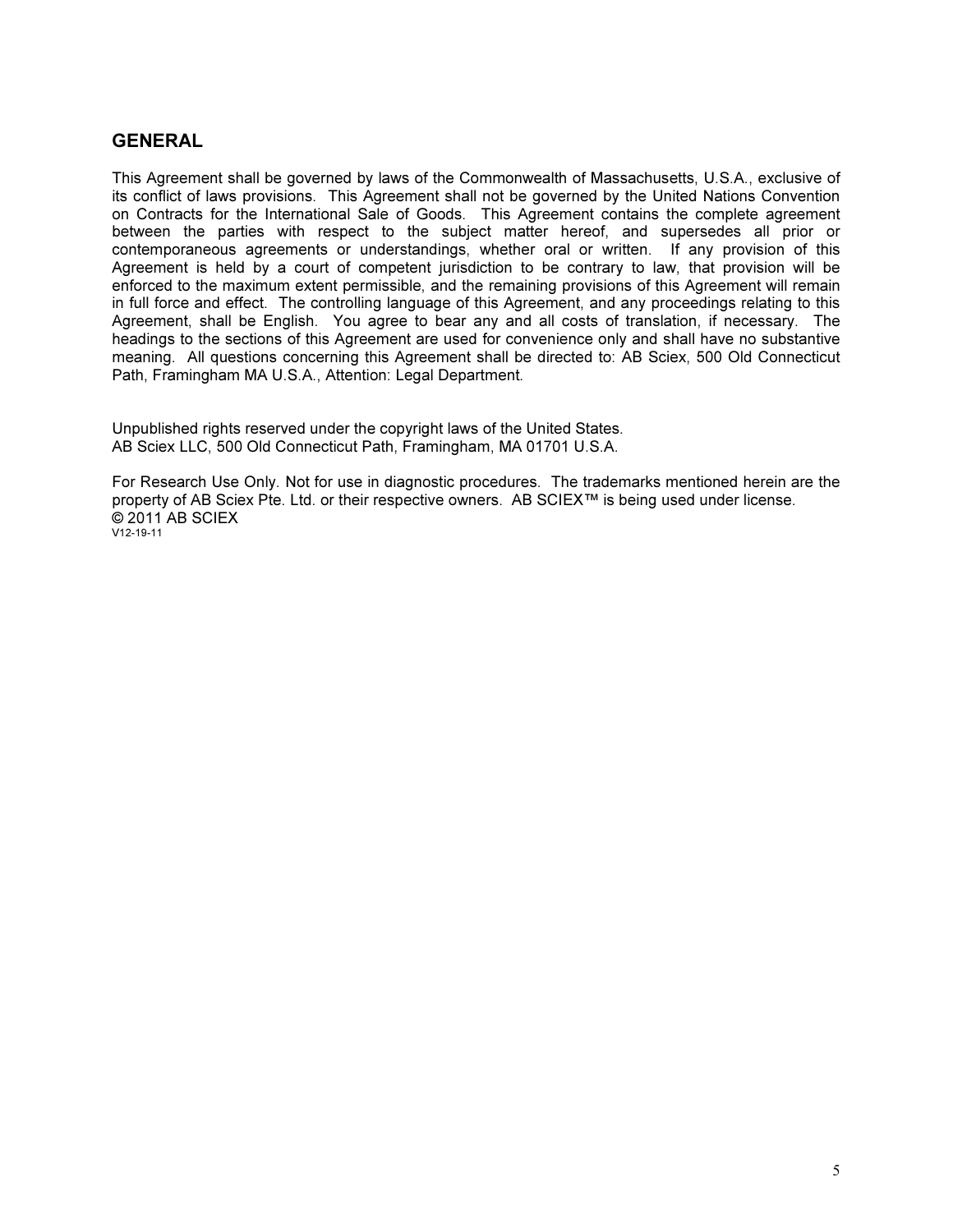## GENERAL

This Agreement shall be governed by laws of the Commonwealth of Massachusetts, U.S.A., exclusive of its conflict of laws provisions. This Agreement shall not be governed by the United Nations Convention on Contracts for the International Sale of Goods. This Agreement contains the complete agreement between the parties with respect to the subject matter hereof, and supersedes all prior or contemporaneous agreements or understandings, whether oral or written. If any provision of this Agreement is held by a court of competent jurisdiction to be contrary to law, that provision will be enforced to the maximum extent permissible, and the remaining provisions of this Agreement will remain in full force and effect. The controlling language of this Agreement, and any proceedings relating to this Agreement, shall be English. You agree to bear any and all costs of translation, if necessary. The headings to the sections of this Agreement are used for convenience only and shall have no substantive meaning. All questions concerning this Agreement shall be directed to: AB Sciex, 500 Old Connecticut Path, Framingham MA U.S.A., Attention: Legal Department.

Unpublished rights reserved under the copyright laws of the United States.
AB Sciex LLC, 500 Old Connecticut Path, Framingham, MA 01701 U.S.A.

For Research Use Only. Not for use in diagnostic procedures. The trademarks mentioned herein are the property of AB Sciex Pte. Ltd. or their respective owners. AB SCIEX™ is being used under license.
© 2011 AB SCIEX
V12-19-11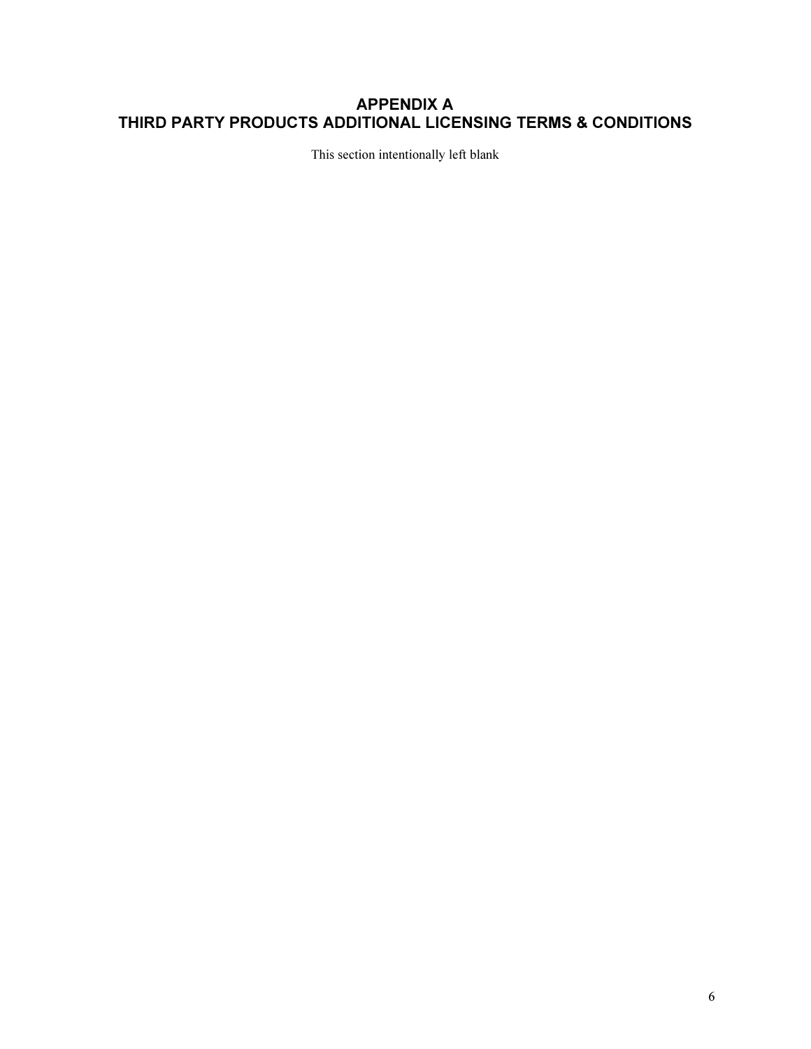# APPENDIX A
# THIRD PARTY PRODUCTS ADDITIONAL LICENSING TERMS & CONDITIONS

This section intentionally left blank